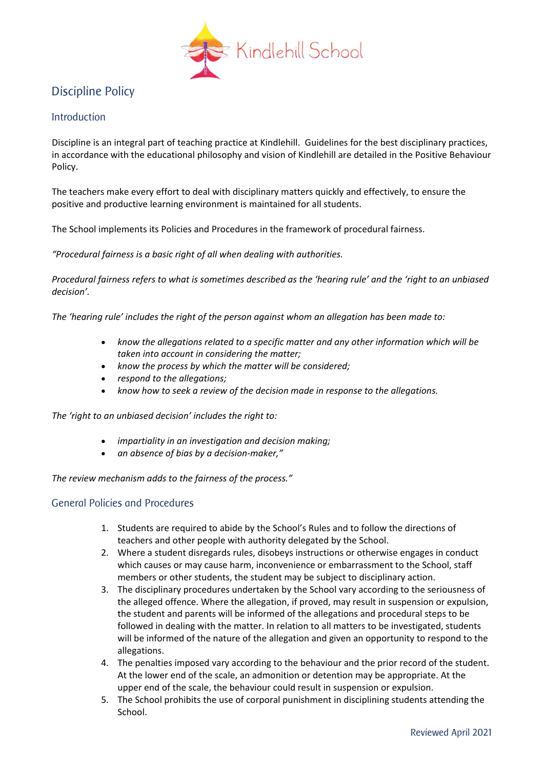Kindlehill School

# Discipline Policy

## Introduction

Discipline is an integral part of teaching practice at Kindlehill. Guidelines for the best disciplinary practices, in accordance with the educational philosophy and vision of Kindlehill are detailed in the Positive Behaviour Policy.

The teachers make every effort to deal with disciplinary matters quickly and effectively, to ensure the positive and productive learning environment is maintained for all students.

The School implements its Policies and Procedures in the framework of procedural fairness.

*"Procedural fairness is a basic right of all when dealing with authorities.*

*Procedural fairness refers to what is sometimes described as the 'hearing rule' and the 'right to an unbiased decision'.*

*The 'hearing rule' includes the right of the person against whom an allegation has been made to:*

- *know the allegations related to a specific matter and any other information which will be taken into account in considering the matter;*
- *know the process by which the matter will be considered;*
- *respond to the allegations;*
- *know how to seek a review of the decision made in response to the allegations.*

*The 'right to an unbiased decision' includes the right to:*

- *impartiality in an investigation and decision making;*
- *an absence of bias by a decision-maker,"*

*The review mechanism adds to the fairness of the process."*

## General Policies and Procedures

1. Students are required to abide by the School's Rules and to follow the directions of teachers and other people with authority delegated by the School.
2. Where a student disregards rules, disobeys instructions or otherwise engages in conduct which causes or may cause harm, inconvenience or embarrassment to the School, staff members or other students, the student may be subject to disciplinary action.
3. The disciplinary procedures undertaken by the School vary according to the seriousness of the alleged offence. Where the allegation, if proved, may result in suspension or expulsion, the student and parents will be informed of the allegations and procedural steps to be followed in dealing with the matter. In relation to all matters to be investigated, students will be informed of the nature of the allegation and given an opportunity to respond to the allegations.
4. The penalties imposed vary according to the behaviour and the prior record of the student. At the lower end of the scale, an admonition or detention may be appropriate. At the upper end of the scale, the behaviour could result in suspension or expulsion.
5. The School prohibits the use of corporal punishment in disciplining students attending the School.

Reviewed April 2021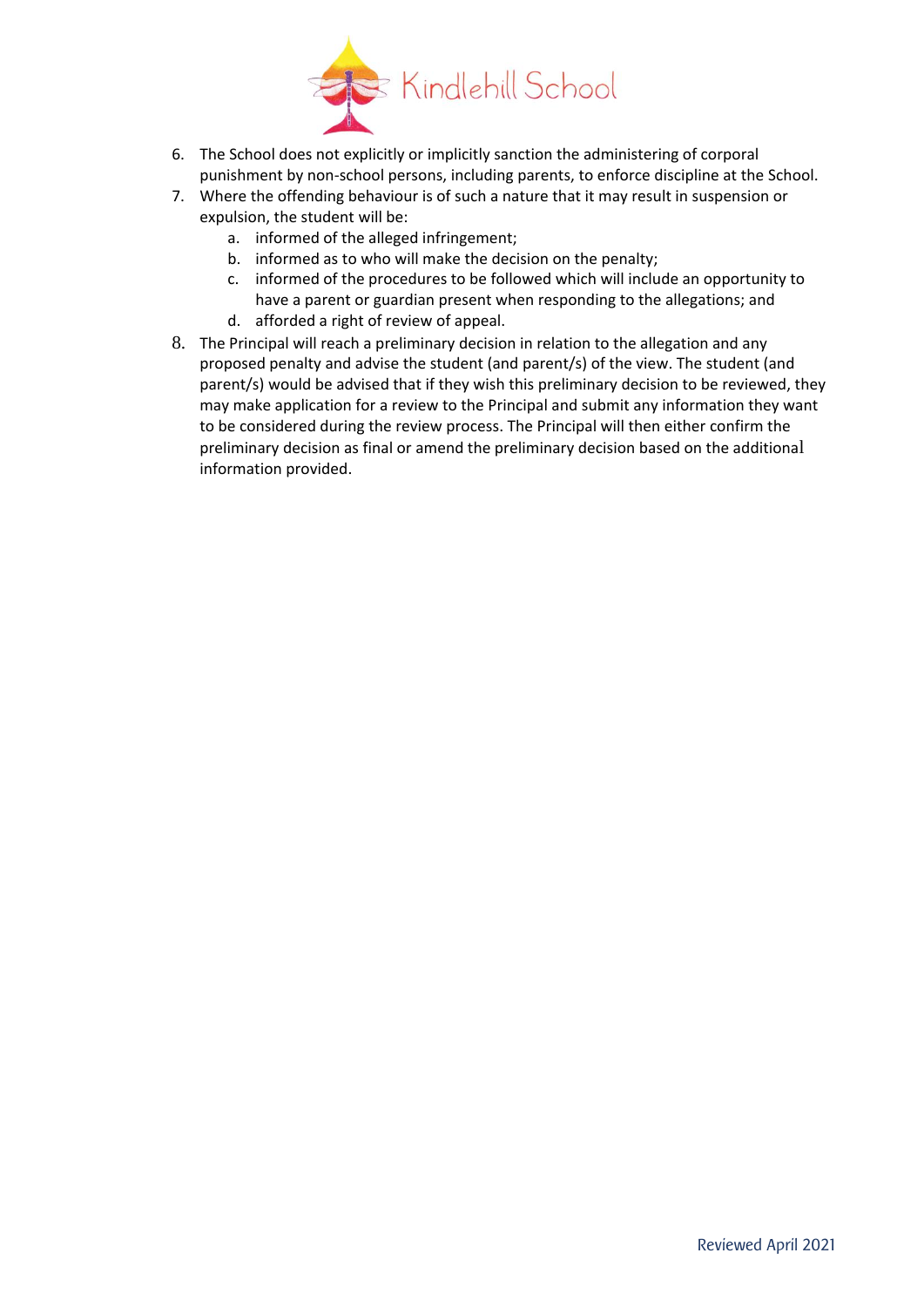6. The School does not explicitly or implicitly sanction the administering of corporal punishment by non-school persons, including parents, to enforce discipline at the School.
7. Where the offending behaviour is of such a nature that it may result in suspension or expulsion, the student will be:
   a. informed of the alleged infringement;
   b. informed as to who will make the decision on the penalty;
   c. informed of the procedures to be followed which will include an opportunity to have a parent or guardian present when responding to the allegations; and
   d. afforded a right of review of appeal.
8. The Principal will reach a preliminary decision in relation to the allegation and any proposed penalty and advise the student (and parent/s) of the view. The student (and parent/s) would be advised that if they wish this preliminary decision to be reviewed, they may make application for a review to the Principal and submit any information they want to be considered during the review process. The Principal will then either confirm the preliminary decision as final or amend the preliminary decision based on the additional information provided.

Reviewed April 2021